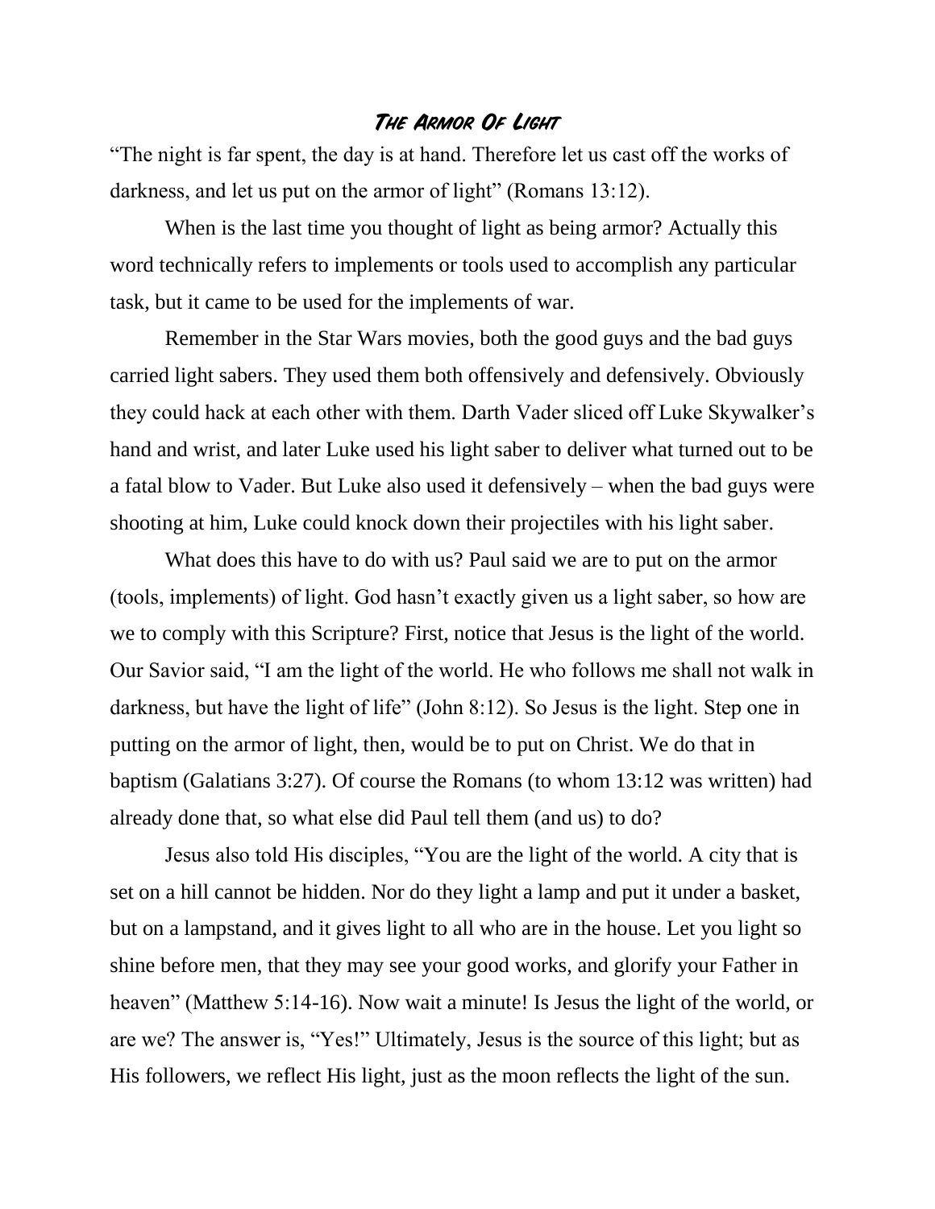# The Armor Of Light

"The night is far spent, the day is at hand. Therefore let us cast off the works of darkness, and let us put on the armor of light" (Romans 13:12).

When is the last time you thought of light as being armor? Actually this word technically refers to implements or tools used to accomplish any particular task, but it came to be used for the implements of war.

Remember in the Star Wars movies, both the good guys and the bad guys carried light sabers. They used them both offensively and defensively. Obviously they could hack at each other with them. Darth Vader sliced off Luke Skywalker's hand and wrist, and later Luke used his light saber to deliver what turned out to be a fatal blow to Vader. But Luke also used it defensively – when the bad guys were shooting at him, Luke could knock down their projectiles with his light saber.

What does this have to do with us? Paul said we are to put on the armor (tools, implements) of light. God hasn't exactly given us a light saber, so how are we to comply with this Scripture? First, notice that Jesus is the light of the world. Our Savior said, "I am the light of the world. He who follows me shall not walk in darkness, but have the light of life" (John 8:12). So Jesus is the light. Step one in putting on the armor of light, then, would be to put on Christ. We do that in baptism (Galatians 3:27). Of course the Romans (to whom 13:12 was written) had already done that, so what else did Paul tell them (and us) to do?

Jesus also told His disciples, "You are the light of the world. A city that is set on a hill cannot be hidden. Nor do they light a lamp and put it under a basket, but on a lampstand, and it gives light to all who are in the house. Let you light so shine before men, that they may see your good works, and glorify your Father in heaven" (Matthew 5:14-16). Now wait a minute! Is Jesus the light of the world, or are we? The answer is, "Yes!" Ultimately, Jesus is the source of this light; but as His followers, we reflect His light, just as the moon reflects the light of the sun.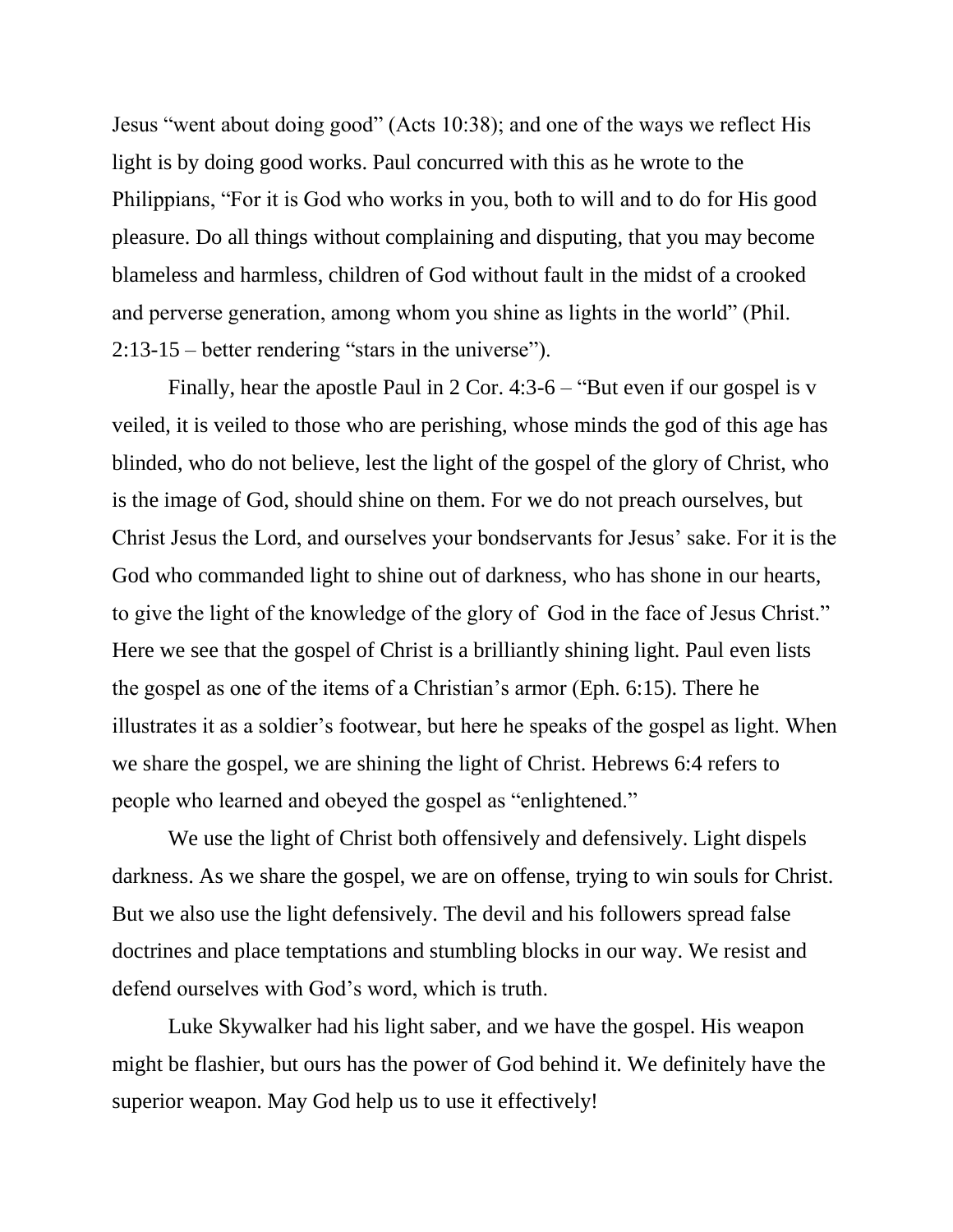Jesus "went about doing good" (Acts 10:38); and one of the ways we reflect His light is by doing good works. Paul concurred with this as he wrote to the Philippians, "For it is God who works in you, both to will and to do for His good pleasure. Do all things without complaining and disputing, that you may become blameless and harmless, children of God without fault in the midst of a crooked and perverse generation, among whom you shine as lights in the world" (Phil. 2:13-15 – better rendering "stars in the universe").

Finally, hear the apostle Paul in 2 Cor. 4:3-6 – "But even if our gospel is v veiled, it is veiled to those who are perishing, whose minds the god of this age has blinded, who do not believe, lest the light of the gospel of the glory of Christ, who is the image of God, should shine on them. For we do not preach ourselves, but Christ Jesus the Lord, and ourselves your bondservants for Jesus' sake. For it is the God who commanded light to shine out of darkness, who has shone in our hearts, to give the light of the knowledge of the glory of God in the face of Jesus Christ." Here we see that the gospel of Christ is a brilliantly shining light. Paul even lists the gospel as one of the items of a Christian's armor (Eph. 6:15). There he illustrates it as a soldier's footwear, but here he speaks of the gospel as light. When we share the gospel, we are shining the light of Christ. Hebrews 6:4 refers to people who learned and obeyed the gospel as "enlightened."

We use the light of Christ both offensively and defensively. Light dispels darkness. As we share the gospel, we are on offense, trying to win souls for Christ. But we also use the light defensively. The devil and his followers spread false doctrines and place temptations and stumbling blocks in our way. We resist and defend ourselves with God's word, which is truth.

Luke Skywalker had his light saber, and we have the gospel. His weapon might be flashier, but ours has the power of God behind it. We definitely have the superior weapon. May God help us to use it effectively!